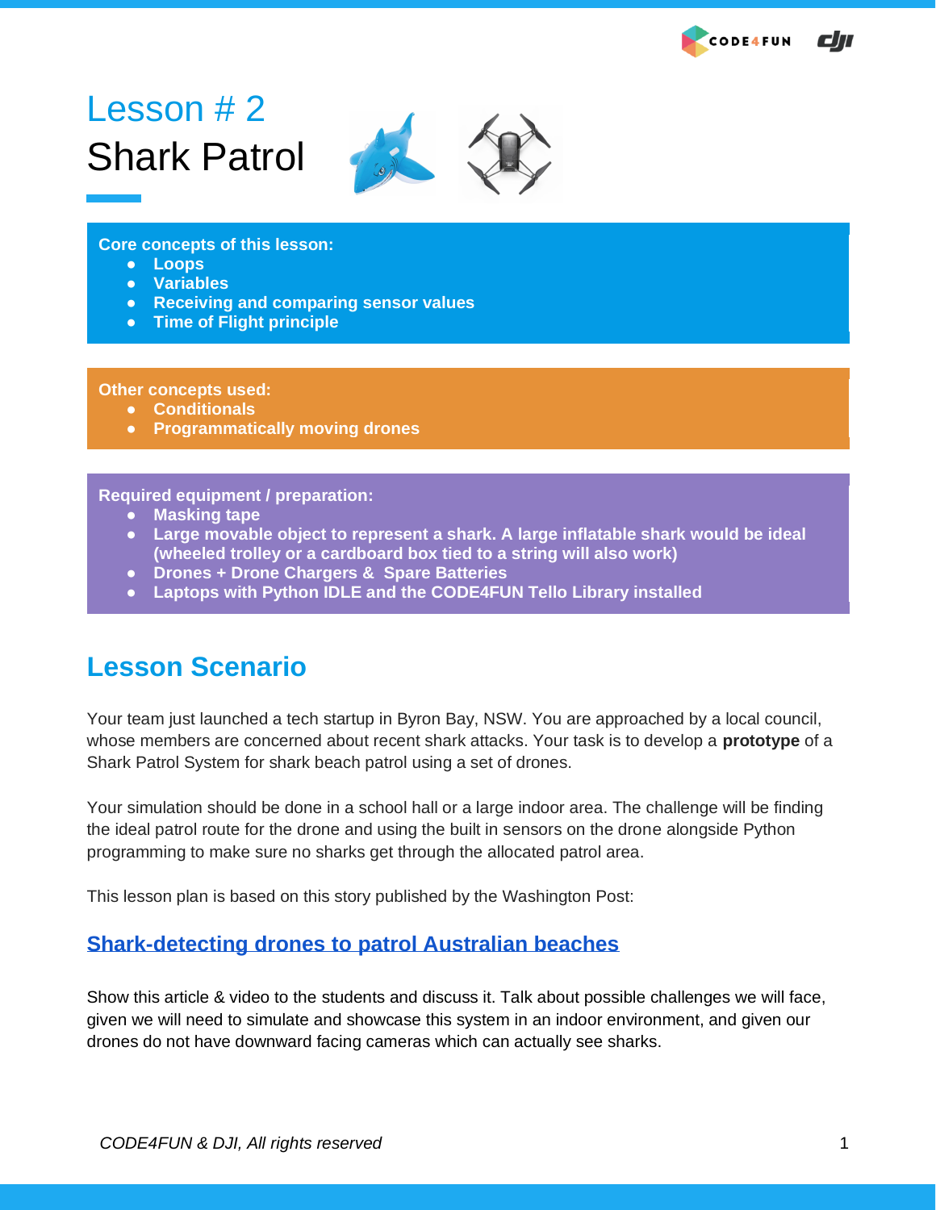# Lesson # 2

# Shark Patrol

**Core concepts of this lesson:**

- **Loops**
- **Variables**
- **Receiving and comparing sensor values**
- **Time of Flight principle**

**Other concepts used:**

- **Conditionals**
- **Programmatically moving drones**

**Required equipment / preparation:**

- **Masking tape**
- **Large movable object to represent a shark. A large inflatable shark would be ideal (wheeled trolley or a cardboard box tied to a string will also work)**
- **Drones + Drone Chargers & Spare Batteries**
- **Laptops with Python IDLE and the CODE4FUN Tello Library installed**

## Lesson Scenario

Your team just launched a tech startup in Byron Bay, NSW. You are approached by a local council, whose members are concerned about recent shark attacks. Your task is to develop a **prototype** of a Shark Patrol System for shark beach patrol using a set of drones.

Your simulation should be done in a school hall or a large indoor area. The challenge will be finding the ideal patrol route for the drone and using the built in sensors on the drone alongside Python programming to make sure no sharks get through the allocated patrol area.

This lesson plan is based on this story published by the Washington Post:

### Shark-detecting drones to patrol Australian beaches

Show this article & video to the students and discuss it. Talk about possible challenges we will face, given we will need to simulate and showcase this system in an indoor environment, and given our drones do not have downward facing cameras which can actually see sharks.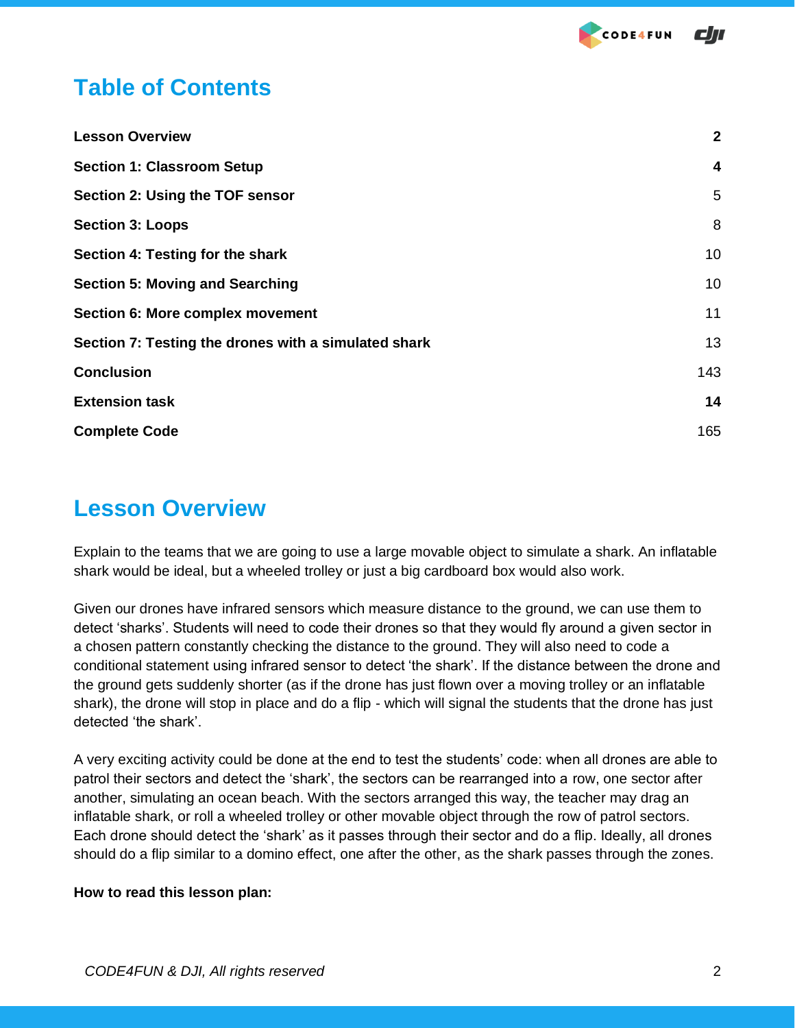# Table of Contents

| | |
|---|---|
| **Lesson Overview** | **2** |
| **Section 1: Classroom Setup** | **4** |
| **Section 2: Using the TOF sensor** | 5 |
| **Section 3: Loops** | 8 |
| **Section 4: Testing for the shark** | 10 |
| **Section 5: Moving and Searching** | 10 |
| **Section 6: More complex movement** | 11 |
| **Section 7: Testing the drones with a simulated shark** | 13 |
| **Conclusion** | 143 |
| **Extension task** | **14** |
| **Complete Code** | 165 |

# Lesson Overview

Explain to the teams that we are going to use a large movable object to simulate a shark. An inflatable shark would be ideal, but a wheeled trolley or just a big cardboard box would also work.

Given our drones have infrared sensors which measure distance to the ground, we can use them to detect 'sharks'. Students will need to code their drones so that they would fly around a given sector in a chosen pattern constantly checking the distance to the ground. They will also need to code a conditional statement using infrared sensor to detect 'the shark'. If the distance between the drone and the ground gets suddenly shorter (as if the drone has just flown over a moving trolley or an inflatable shark), the drone will stop in place and do a flip - which will signal the students that the drone has just detected 'the shark'.

A very exciting activity could be done at the end to test the students' code: when all drones are able to patrol their sectors and detect the 'shark', the sectors can be rearranged into a row, one sector after another, simulating an ocean beach. With the sectors arranged this way, the teacher may drag an inflatable shark, or roll a wheeled trolley or other movable object through the row of patrol sectors. Each drone should detect the 'shark' as it passes through their sector and do a flip. Ideally, all drones should do a flip similar to a domino effect, one after the other, as the shark passes through the zones.

**How to read this lesson plan:**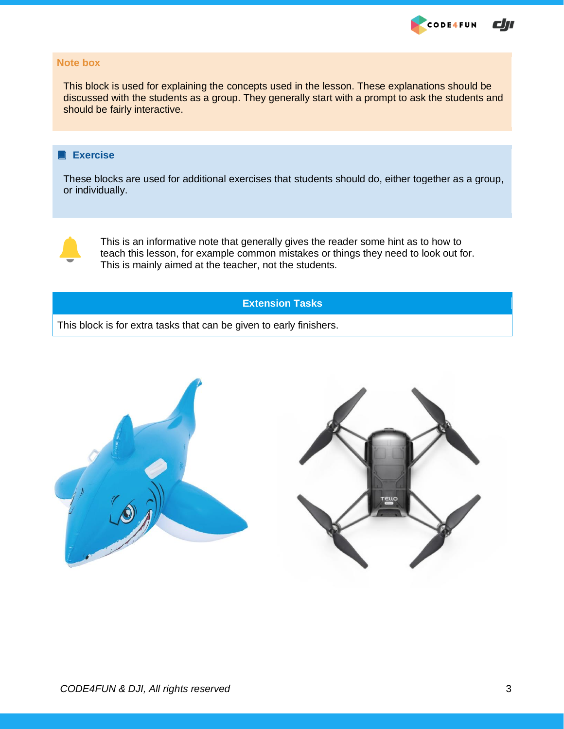**Note box**

This block is used for explaining the concepts used in the lesson. These explanations should be discussed with the students as a group. They generally start with a prompt to ask the students and should be fairly interactive.

**Exercise**

These blocks are used for additional exercises that students should do, either together as a group, or individually.

This is an informative note that generally gives the reader some hint as to how to teach this lesson, for example common mistakes or things they need to look out for. This is mainly aimed at the teacher, not the students.

| Extension Tasks |
| --- |
| This block is for extra tasks that can be given to early finishers. |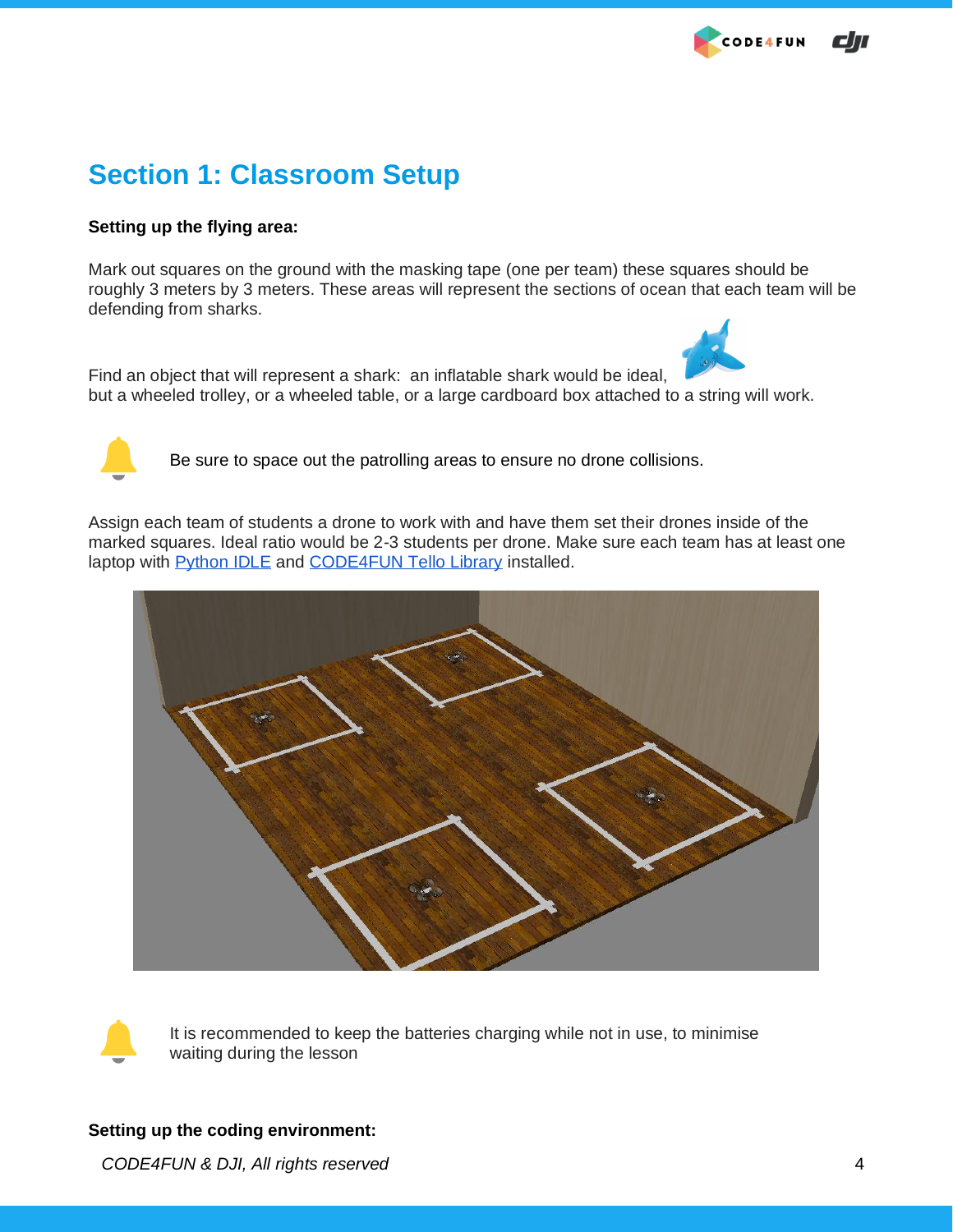## Section 1: Classroom Setup

**Setting up the flying area:**

Mark out squares on the ground with the masking tape (one per team) these squares should be roughly 3 meters by 3 meters. These areas will represent the sections of ocean that each team will be defending from sharks.

Find an object that will represent a shark:  an inflatable shark would be ideal, but a wheeled trolley, or a wheeled table, or a large cardboard box attached to a string will work.

Be sure to space out the patrolling areas to ensure no drone collisions.

Assign each team of students a drone to work with and have them set their drones inside of the marked squares. Ideal ratio would be 2-3 students per drone. Make sure each team has at least one laptop with Python IDLE and CODE4FUN Tello Library installed.

It is recommended to keep the batteries charging while not in use, to minimise waiting during the lesson

**Setting up the coding environment:**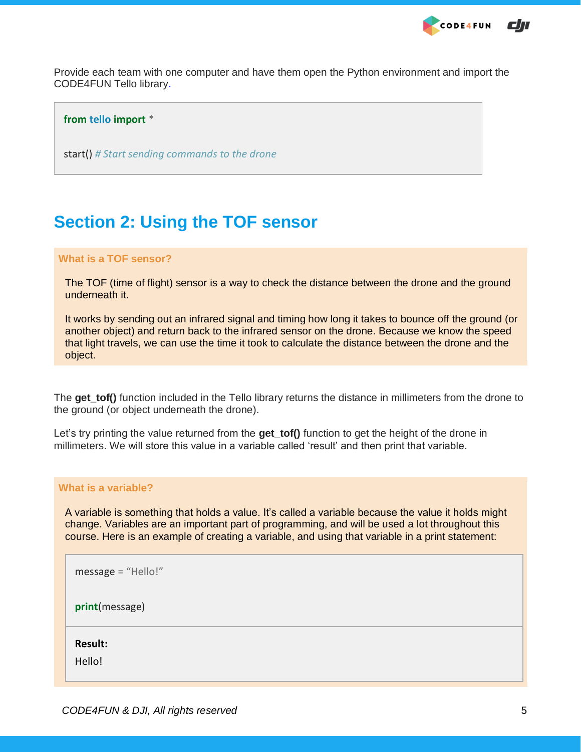Provide each team with one computer and have them open the Python environment and import the CODE4FUN Tello library.

```
from tello import *

start() # Start sending commands to the drone
```

## Section 2: Using the TOF sensor

### What is a TOF sensor?

The TOF (time of flight) sensor is a way to check the distance between the drone and the ground underneath it.

It works by sending out an infrared signal and timing how long it takes to bounce off the ground (or another object) and return back to the infrared sensor on the drone. Because we know the speed that light travels, we can use the time it took to calculate the distance between the drone and the object.

The **get_tof()** function included in the Tello library returns the distance in millimeters from the drone to the ground (or object underneath the drone).

Let's try printing the value returned from the **get_tof()** function to get the height of the drone in millimeters. We will store this value in a variable called 'result' and then print that variable.

### What is a variable?

A variable is something that holds a value. It's called a variable because the value it holds might change. Variables are an important part of programming, and will be used a lot throughout this course. Here is an example of creating a variable, and using that variable in a print statement:

```
message = "Hello!"

print(message)
```

**Result:**

Hello!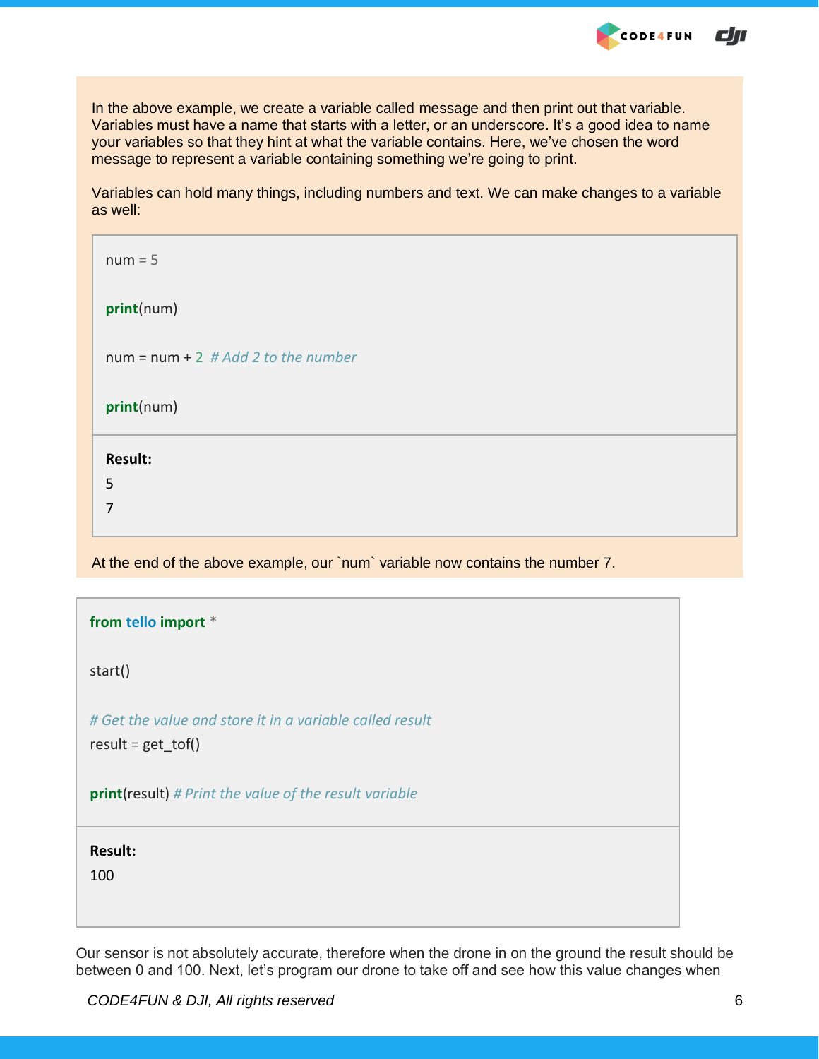In the above example, we create a variable called message and then print out that variable. Variables must have a name that starts with a letter, or an underscore. It's a good idea to name your variables so that they hint at what the variable contains. Here, we've chosen the word message to represent a variable containing something we're going to print.

Variables can hold many things, including numbers and text. We can make changes to a variable as well:

```
num = 5

print(num)

num = num + 2  # Add 2 to the number

print(num)
```

**Result:**

```
5
7
```

At the end of the above example, our `num` variable now contains the number 7.

```
from tello import *

start()

# Get the value and store it in a variable called result
result = get_tof()

print(result) # Print the value of the result variable
```

**Result:**

```
100
```

Our sensor is not absolutely accurate, therefore when the drone in on the ground the result should be between 0 and 100. Next, let's program our drone to take off and see how this value changes when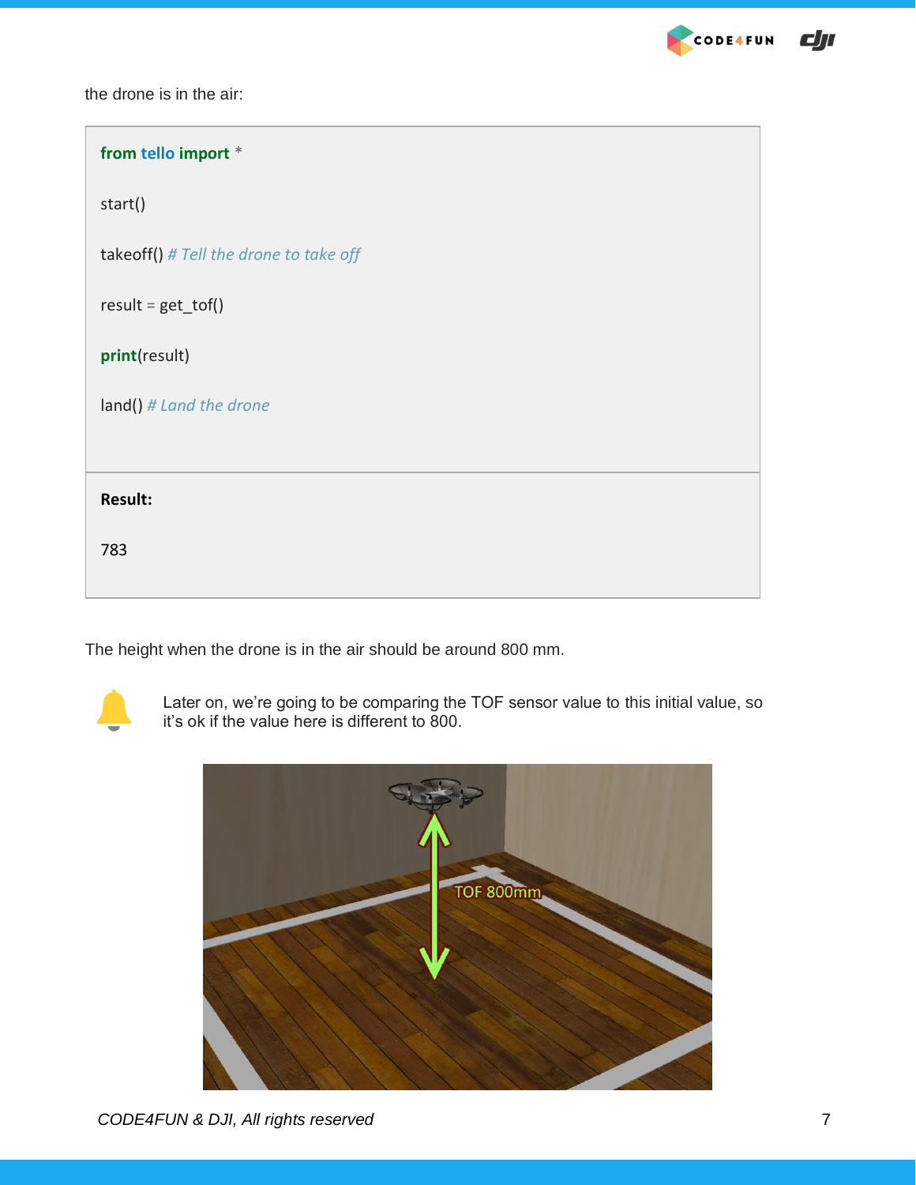the drone is in the air:

```
from tello import *

start()

takeoff() # Tell the drone to take off

result = get_tof()

print(result)

land() # Land the drone
```

**Result:**

```
783
```

The height when the drone is in the air should be around 800 mm.

Later on, we're going to be comparing the TOF sensor value to this initial value, so it's ok if the value here is different to 800.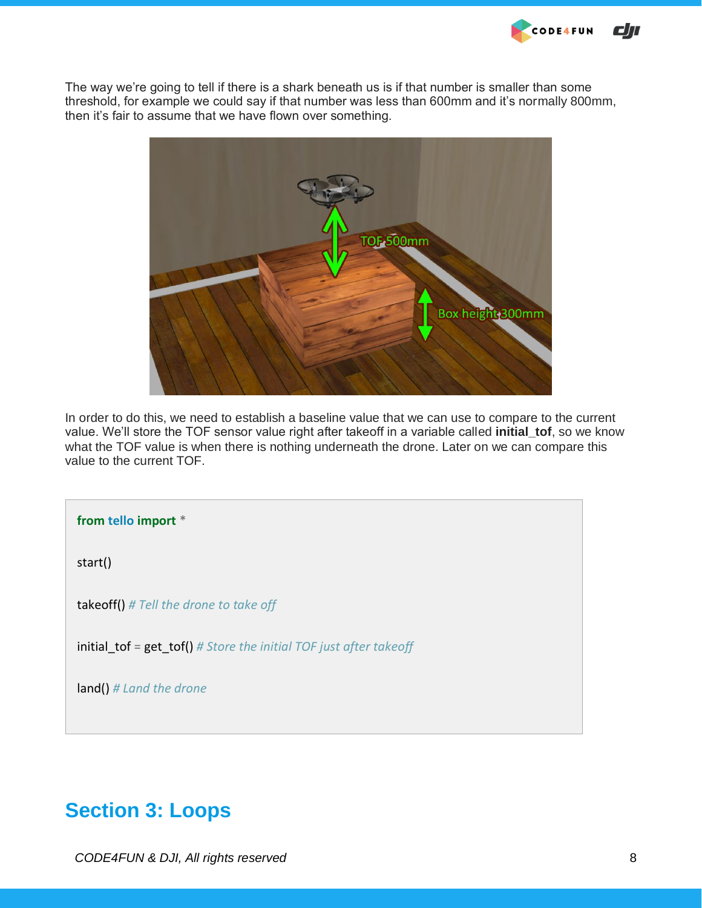The way we're going to tell if there is a shark beneath us is if that number is smaller than some threshold, for example we could say if that number was less than 600mm and it's normally 800mm, then it's fair to assume that we have flown over something.

In order to do this, we need to establish a baseline value that we can use to compare to the current value. We'll store the TOF sensor value right after takeoff in a variable called **initial_tof**, so we know what the TOF value is when there is nothing underneath the drone. Later on we can compare this value to the current TOF.

```
from tello import *

start()

takeoff() # Tell the drone to take off

initial_tof = get_tof() # Store the initial TOF just after takeoff

land() # Land the drone
```

## Section 3: Loops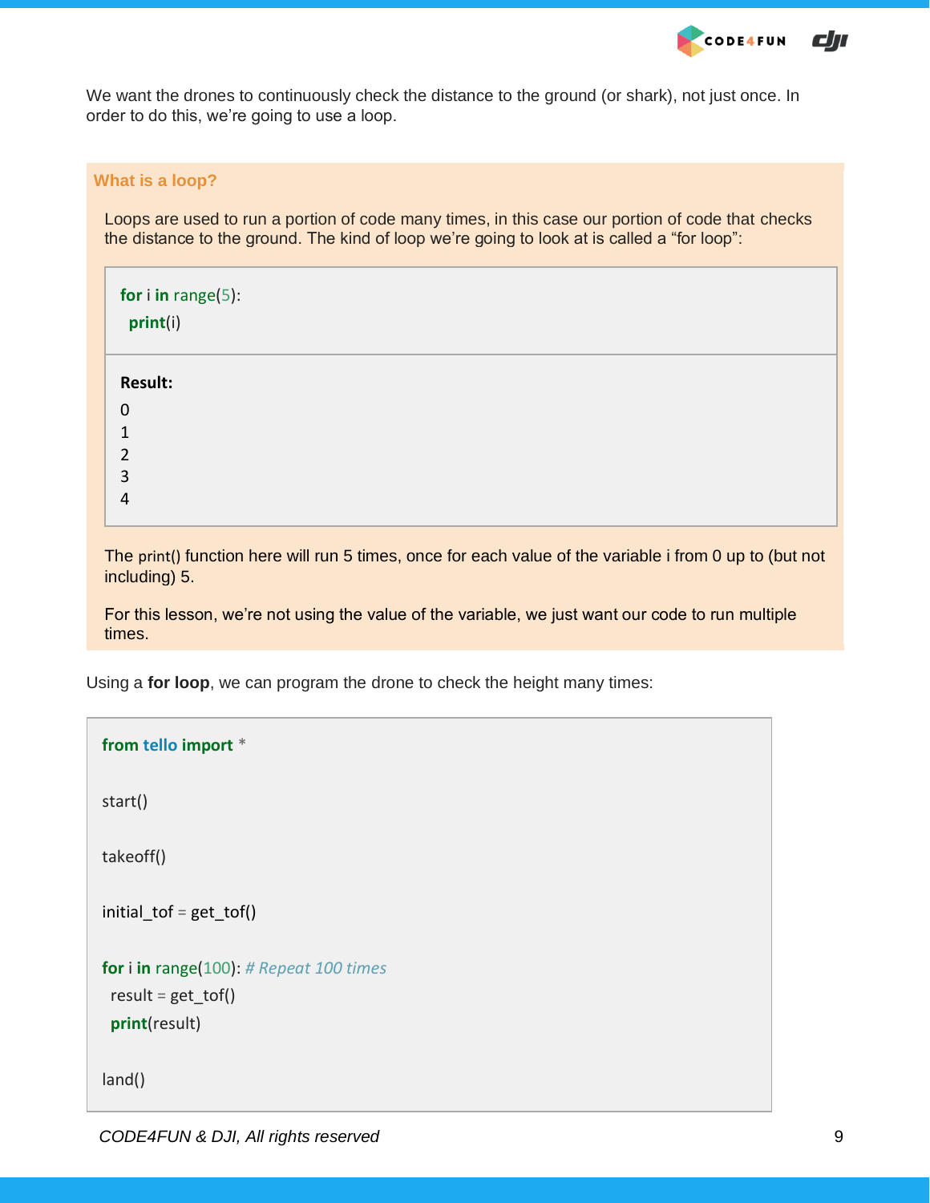We want the drones to continuously check the distance to the ground (or shark), not just once. In order to do this, we're going to use a loop.

### What is a loop?

Loops are used to run a portion of code many times, in this case our portion of code that checks the distance to the ground. The kind of loop we're going to look at is called a "for loop":

```
for i in range(5):
  print(i)
```

**Result:**

```
0
1
2
3
4
```

The `print()` function here will run 5 times, once for each value of the variable i from 0 up to (but not including) 5.

For this lesson, we're not using the value of the variable, we just want our code to run multiple times.

Using a **for loop**, we can program the drone to check the height many times:

```
from tello import *

start()

takeoff()

initial_tof = get_tof()

for i in range(100): # Repeat 100 times
  result = get_tof()
  print(result)

land()
```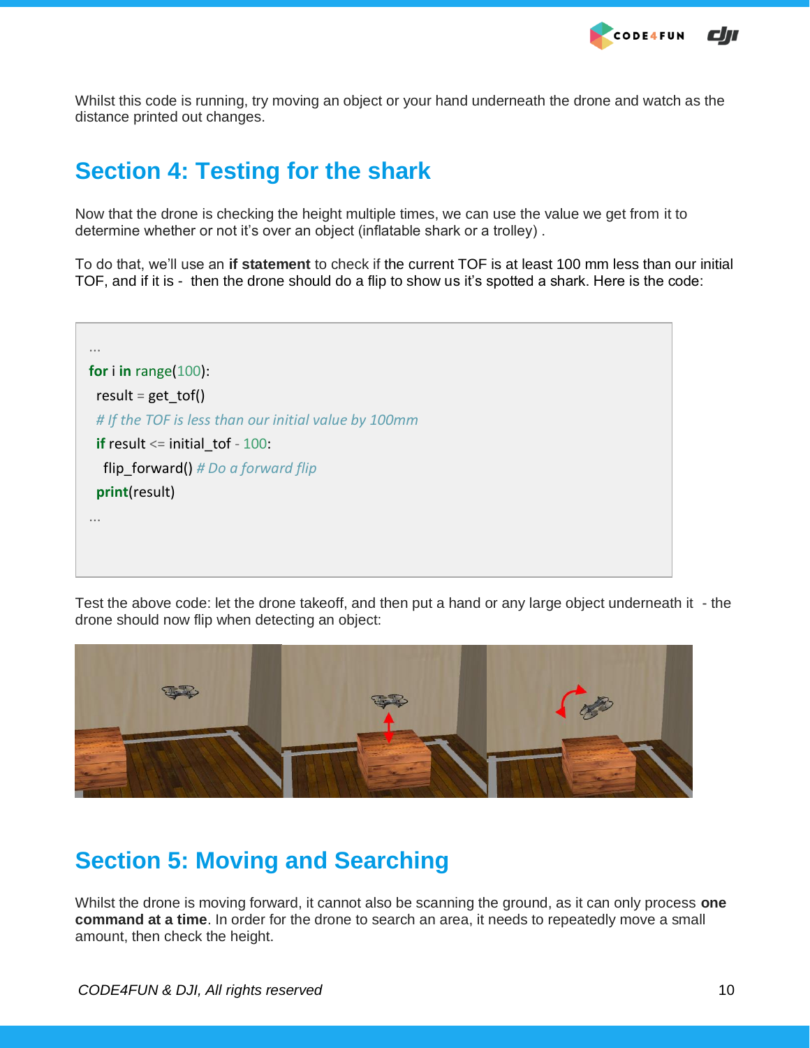Whilst this code is running, try moving an object or your hand underneath the drone and watch as the distance printed out changes.

## Section 4: Testing for the shark

Now that the drone is checking the height multiple times, we can use the value we get from it to determine whether or not it's over an object (inflatable shark or a trolley) .

To do that, we'll use an **if statement** to check if the current TOF is at least 100 mm less than our initial TOF, and if it is -  then the drone should do a flip to show us it's spotted a shark. Here is the code:

```
...
for i in range(100):
  result = get_tof()
  # If the TOF is less than our initial value by 100mm
  if result <= initial_tof - 100:
    flip_forward() # Do a forward flip
  print(result)
...
```

Test the above code: let the drone takeoff, and then put a hand or any large object underneath it  - the drone should now flip when detecting an object:

## Section 5: Moving and Searching

Whilst the drone is moving forward, it cannot also be scanning the ground, as it can only process **one command at a time**. In order for the drone to search an area, it needs to repeatedly move a small amount, then check the height.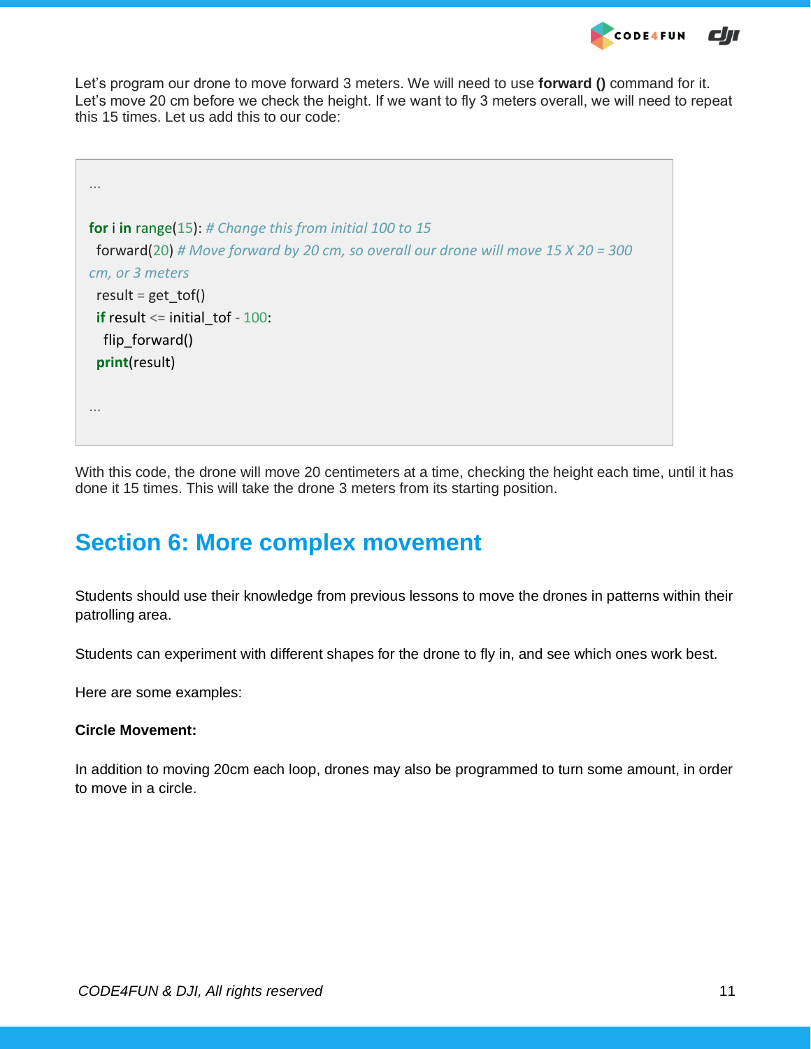Let's program our drone to move forward 3 meters. We will need to use **forward ()** command for it. Let's move 20 cm before we check the height. If we want to fly 3 meters overall, we will need to repeat this 15 times. Let us add this to our code:

```
...

for i in range(15): # Change this from initial 100 to 15
  forward(20) # Move forward by 20 cm, so overall our drone will move 15 X 20 = 300 cm, or 3 meters
  result = get_tof()
  if result <= initial_tof - 100:
    flip_forward()
  print(result)

...
```

With this code, the drone will move 20 centimeters at a time, checking the height each time, until it has done it 15 times. This will take the drone 3 meters from its starting position.

# Section 6: More complex movement

Students should use their knowledge from previous lessons to move the drones in patterns within their patrolling area.

Students can experiment with different shapes for the drone to fly in, and see which ones work best.

Here are some examples:

**Circle Movement:**

In addition to moving 20cm each loop, drones may also be programmed to turn some amount, in order to move in a circle.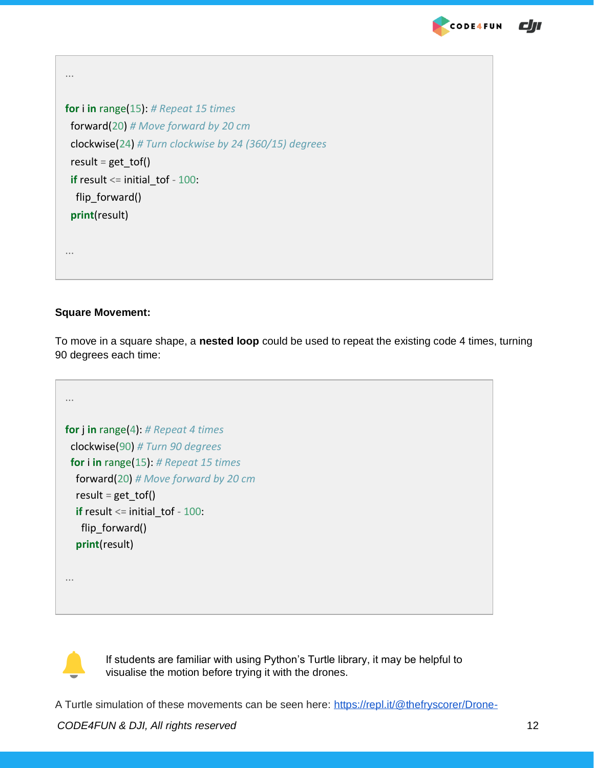```
...

for i in range(15): # Repeat 15 times
  forward(20) # Move forward by 20 cm
  clockwise(24) # Turn clockwise by 24 (360/15) degrees
  result = get_tof()
  if result <= initial_tof - 100:
    flip_forward()
  print(result)

...
```

**Square Movement:**

To move in a square shape, a **nested loop** could be used to repeat the existing code 4 times, turning 90 degrees each time:

```
...

for j in range(4): # Repeat 4 times
  clockwise(90) # Turn 90 degrees
  for i in range(15): # Repeat 15 times
    forward(20) # Move forward by 20 cm
    result = get_tof()
    if result <= initial_tof - 100:
      flip_forward()
    print(result)

...
```

If students are familiar with using Python's Turtle library, it may be helpful to visualise the motion before trying it with the drones.

A Turtle simulation of these movements can be seen here: [https://repl.it/@thefryscorer/Drone-](https://repl.it/@thefryscorer/Drone-)

*CODE4FUN & DJI, All rights reserved*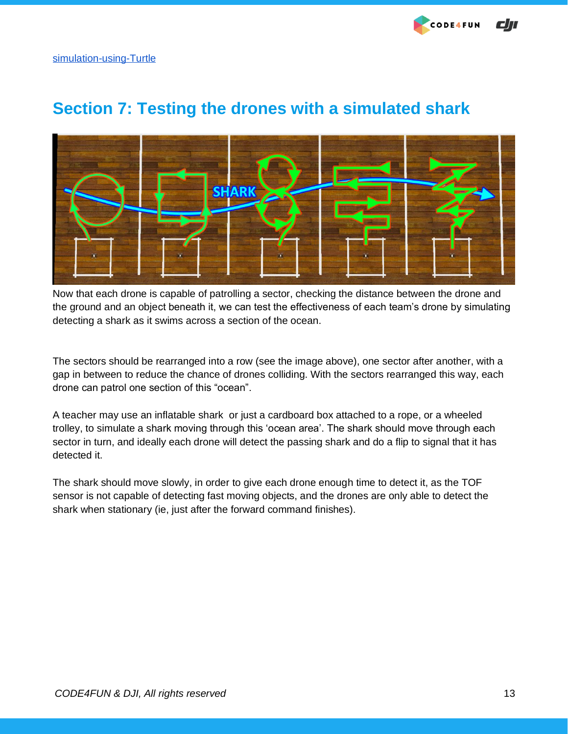simulation-using-Turtle

## Section 7: Testing the drones with a simulated shark

Now that each drone is capable of patrolling a sector, checking the distance between the drone and the ground and an object beneath it, we can test the effectiveness of each team's drone by simulating detecting a shark as it swims across a section of the ocean.

The sectors should be rearranged into a row (see the image above), one sector after another, with a gap in between to reduce the chance of drones colliding. With the sectors rearranged this way, each drone can patrol one section of this "ocean".

A teacher may use an inflatable shark  or just a cardboard box attached to a rope, or a wheeled trolley, to simulate a shark moving through this 'ocean area'. The shark should move through each sector in turn, and ideally each drone will detect the passing shark and do a flip to signal that it has detected it.

The shark should move slowly, in order to give each drone enough time to detect it, as the TOF sensor is not capable of detecting fast moving objects, and the drones are only able to detect the shark when stationary (ie, just after the forward command finishes).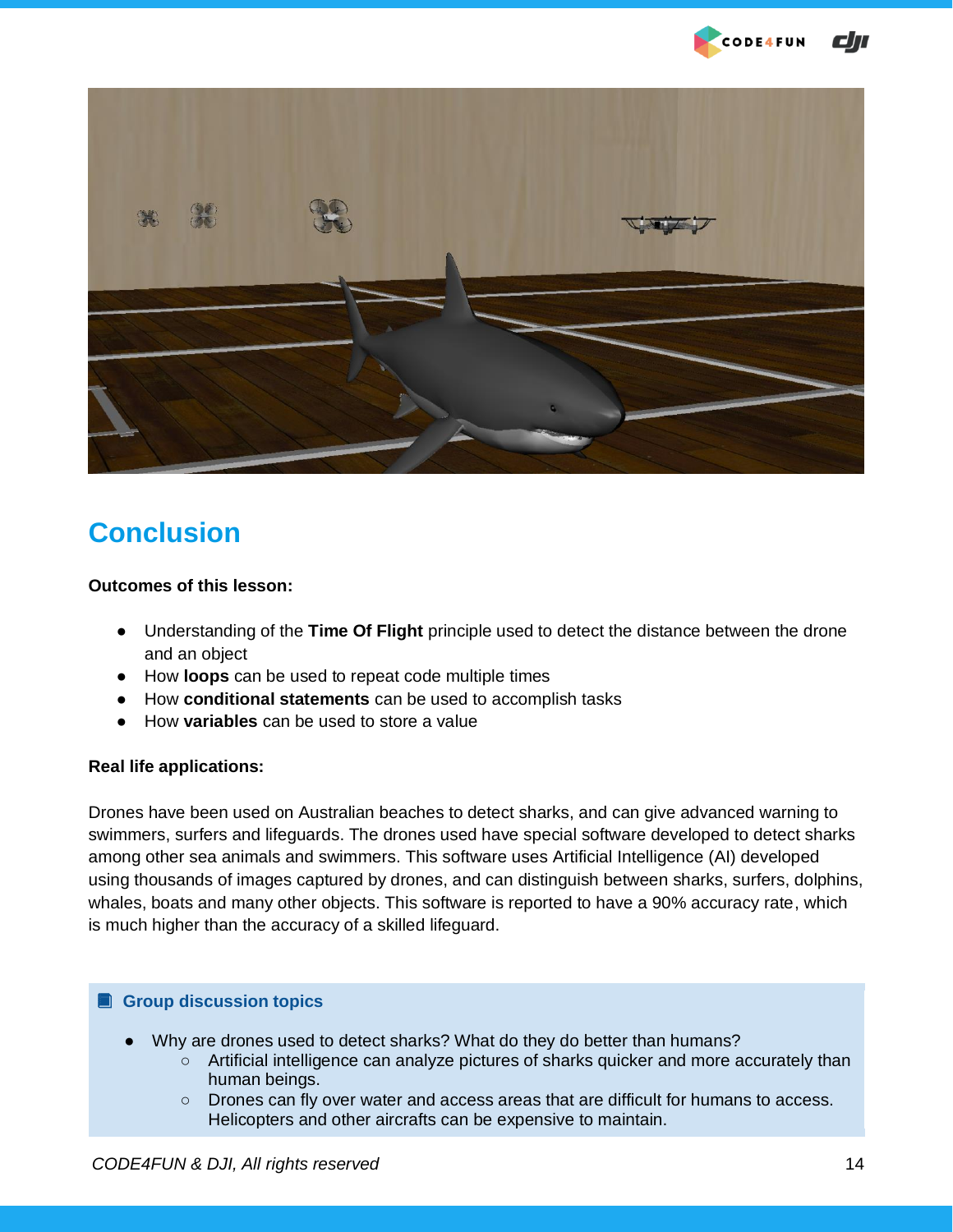## Conclusion

**Outcomes of this lesson:**

- Understanding of the **Time Of Flight** principle used to detect the distance between the drone and an object
- How **loops** can be used to repeat code multiple times
- How **conditional statements** can be used to accomplish tasks
- How **variables** can be used to store a value

**Real life applications:**

Drones have been used on Australian beaches to detect sharks, and can give advanced warning to swimmers, surfers and lifeguards. The drones used have special software developed to detect sharks among other sea animals and swimmers. This software uses Artificial Intelligence (AI) developed using thousands of images captured by drones, and can distinguish between sharks, surfers, dolphins, whales, boats and many other objects. This software is reported to have a 90% accuracy rate, which is much higher than the accuracy of a skilled lifeguard.

**Group discussion topics**

- Why are drones used to detect sharks? What do they do better than humans?
  - Artificial intelligence can analyze pictures of sharks quicker and more accurately than human beings.
  - Drones can fly over water and access areas that are difficult for humans to access. Helicopters and other aircrafts can be expensive to maintain.

*CODE4FUN & DJI, All rights reserved*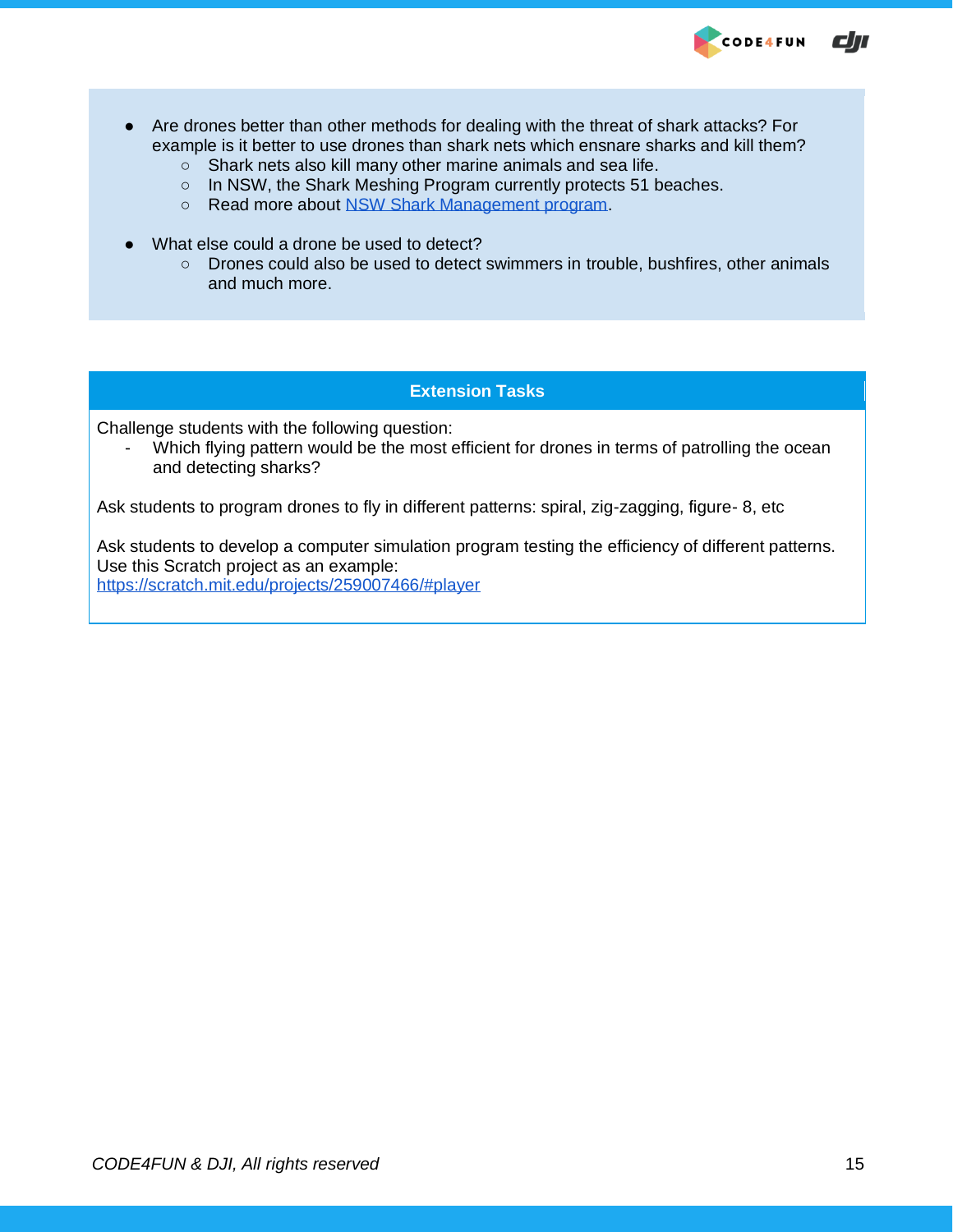- Are drones better than other methods for dealing with the threat of shark attacks? For example is it better to use drones than shark nets which ensnare sharks and kill them?
  - Shark nets also kill many other marine animals and sea life.
  - In NSW, the Shark Meshing Program currently protects 51 beaches.
  - Read more about [NSW Shark Management program](NSW Shark Management program).

- What else could a drone be used to detect?
  - Drones could also be used to detect swimmers in trouble, bushfires, other animals and much more.

## Extension Tasks

Challenge students with the following question:

- Which flying pattern would be the most efficient for drones in terms of patrolling the ocean and detecting sharks?

Ask students to program drones to fly in different patterns: spiral, zig-zagging, figure- 8, etc

Ask students to develop a computer simulation program testing the efficiency of different patterns. Use this Scratch project as an example:
https://scratch.mit.edu/projects/259007466/#player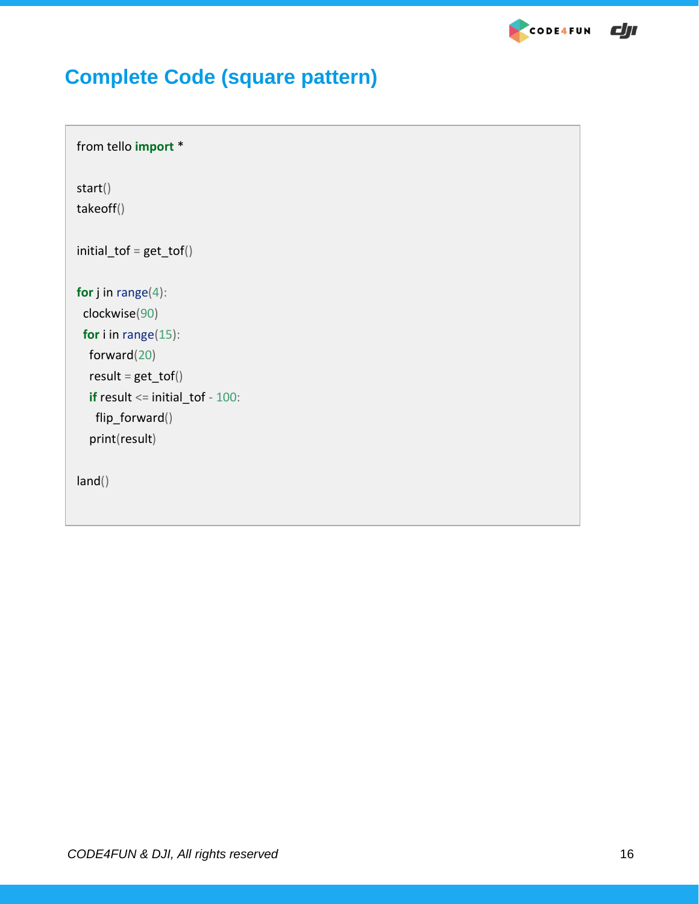# Complete Code (square pattern)

```
from tello import *

start()
takeoff()

initial_tof = get_tof()

for j in range(4):
 clockwise(90)
 for i in range(15):
  forward(20)
  result = get_tof()
  if result <= initial_tof - 100:
   flip_forward()
  print(result)

land()
```

*CODE4FUN & DJI, All rights reserved*